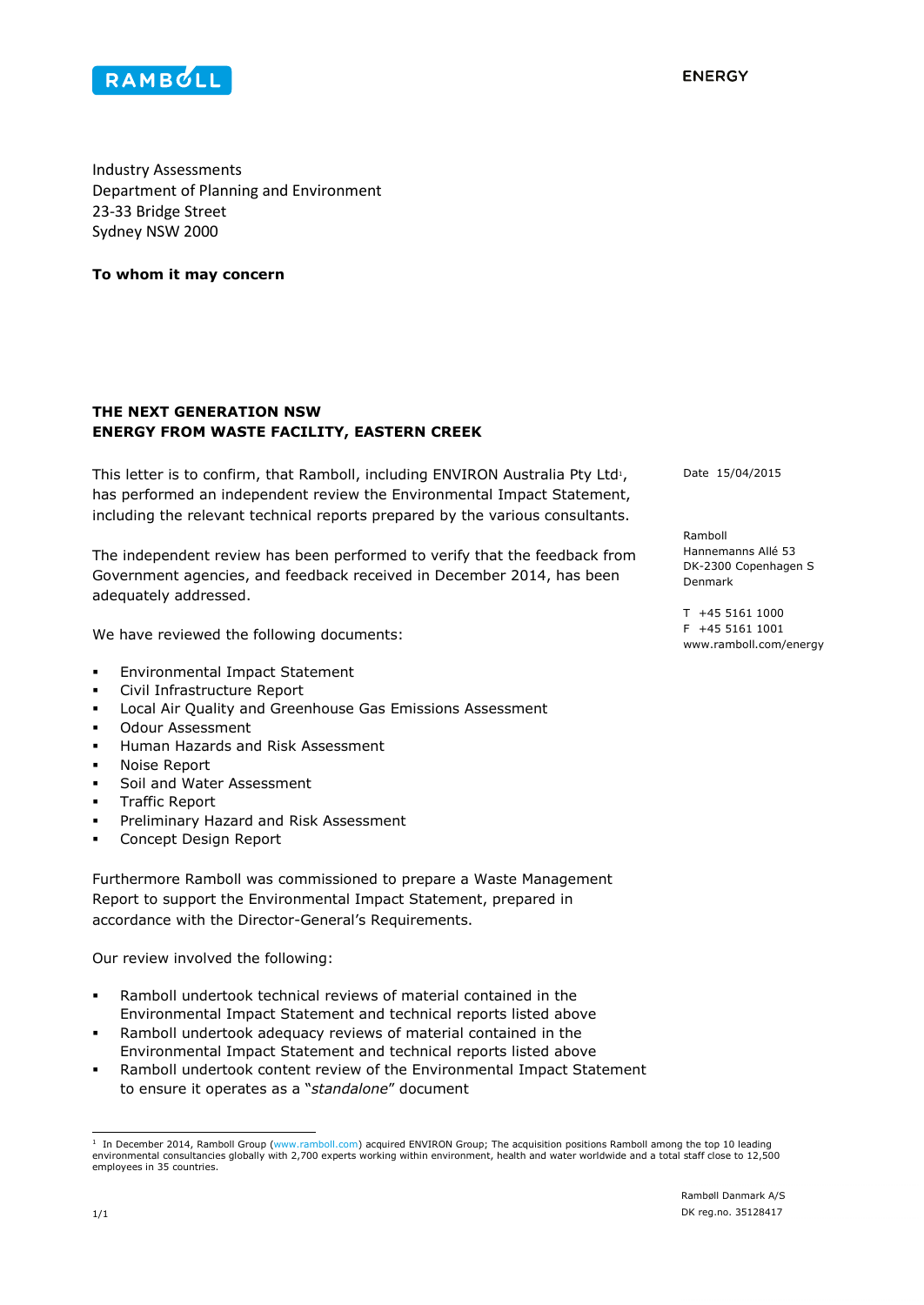RAMBOLL

ENERGY

Industry Assessments
Department of Planning and Environment
23-33 Bridge Street
Sydney NSW 2000

**To whom it may concern**

**THE NEXT GENERATION NSW**
**ENERGY FROM WASTE FACILITY, EASTERN CREEK**

Date 15/04/2015

Ramboll
Hannemanns Allé 53
DK-2300 Copenhagen S
Denmark

T +45 5161 1000
F +45 5161 1001
www.ramboll.com/energy

This letter is to confirm, that Ramboll, including ENVIRON Australia Pty Ltd[1], has performed an independent review the Environmental Impact Statement, including the relevant technical reports prepared by the various consultants.

The independent review has been performed to verify that the feedback from Government agencies, and feedback received in December 2014, has been adequately addressed.

We have reviewed the following documents:

- Environmental Impact Statement
- Civil Infrastructure Report
- Local Air Quality and Greenhouse Gas Emissions Assessment
- Odour Assessment
- Human Hazards and Risk Assessment
- Noise Report
- Soil and Water Assessment
- Traffic Report
- Preliminary Hazard and Risk Assessment
- Concept Design Report

Furthermore Ramboll was commissioned to prepare a Waste Management Report to support the Environmental Impact Statement, prepared in accordance with the Director-General's Requirements.

Our review involved the following:

- Ramboll undertook technical reviews of material contained in the Environmental Impact Statement and technical reports listed above
- Ramboll undertook adequacy reviews of material contained in the Environmental Impact Statement and technical reports listed above
- Ramboll undertook content review of the Environmental Impact Statement to ensure it operates as a "*standalone*" document

[1] In December 2014, Ramboll Group (www.ramboll.com) acquired ENVIRON Group; The acquisition positions Ramboll among the top 10 leading environmental consultancies globally with 2,700 experts working within environment, health and water worldwide and a total staff close to 12,500 employees in 35 countries.

Rambøll Danmark A/S
DK reg.no. 35128417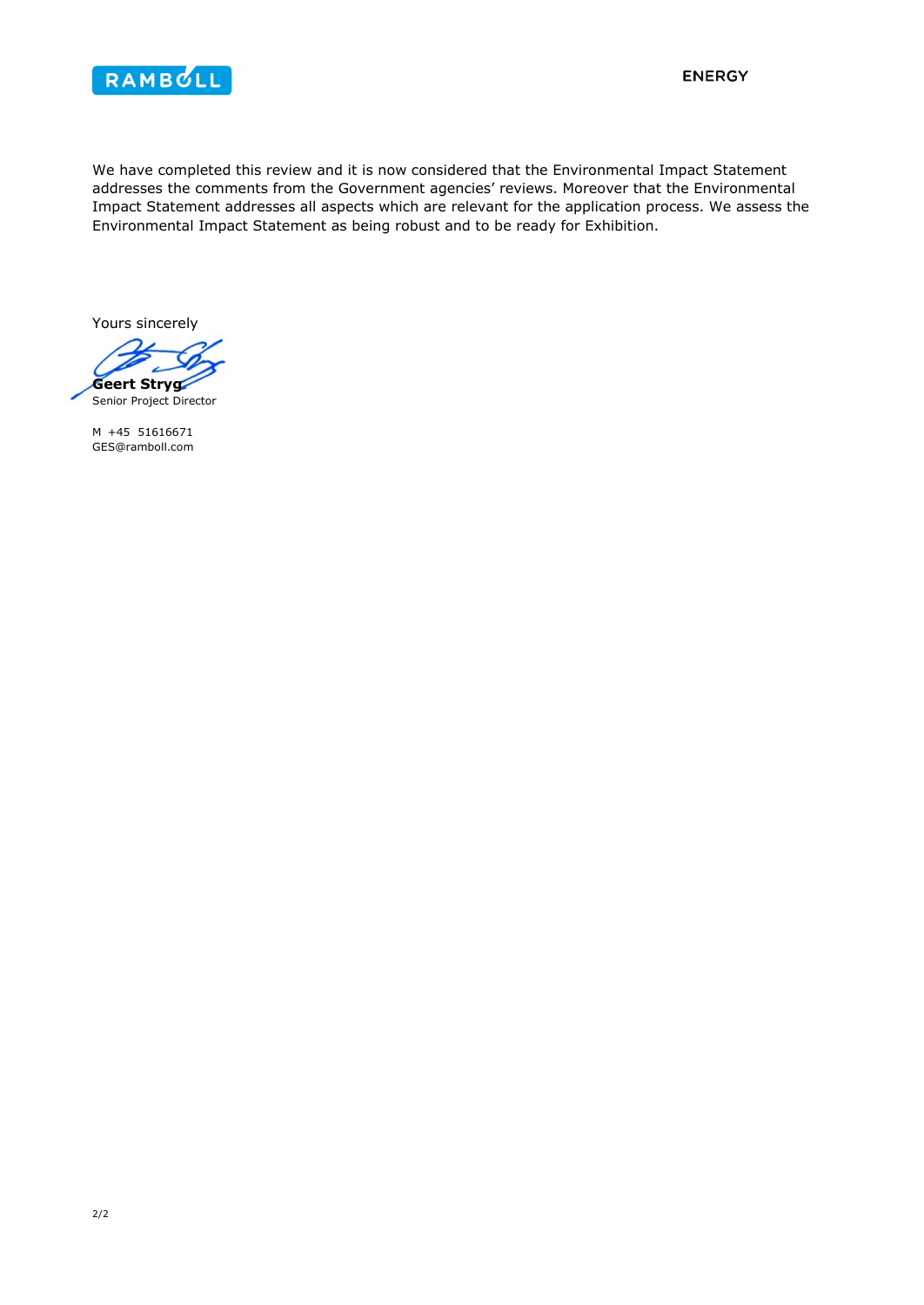We have completed this review and it is now considered that the Environmental Impact Statement addresses the comments from the Government agencies' reviews. Moreover that the Environmental Impact Statement addresses all aspects which are relevant for the application process. We assess the Environmental Impact Statement as being robust and to be ready for Exhibition.

Yours sincerely

**Geert Stryg**
Senior Project Director

M +45 51616671
GES@ramboll.com